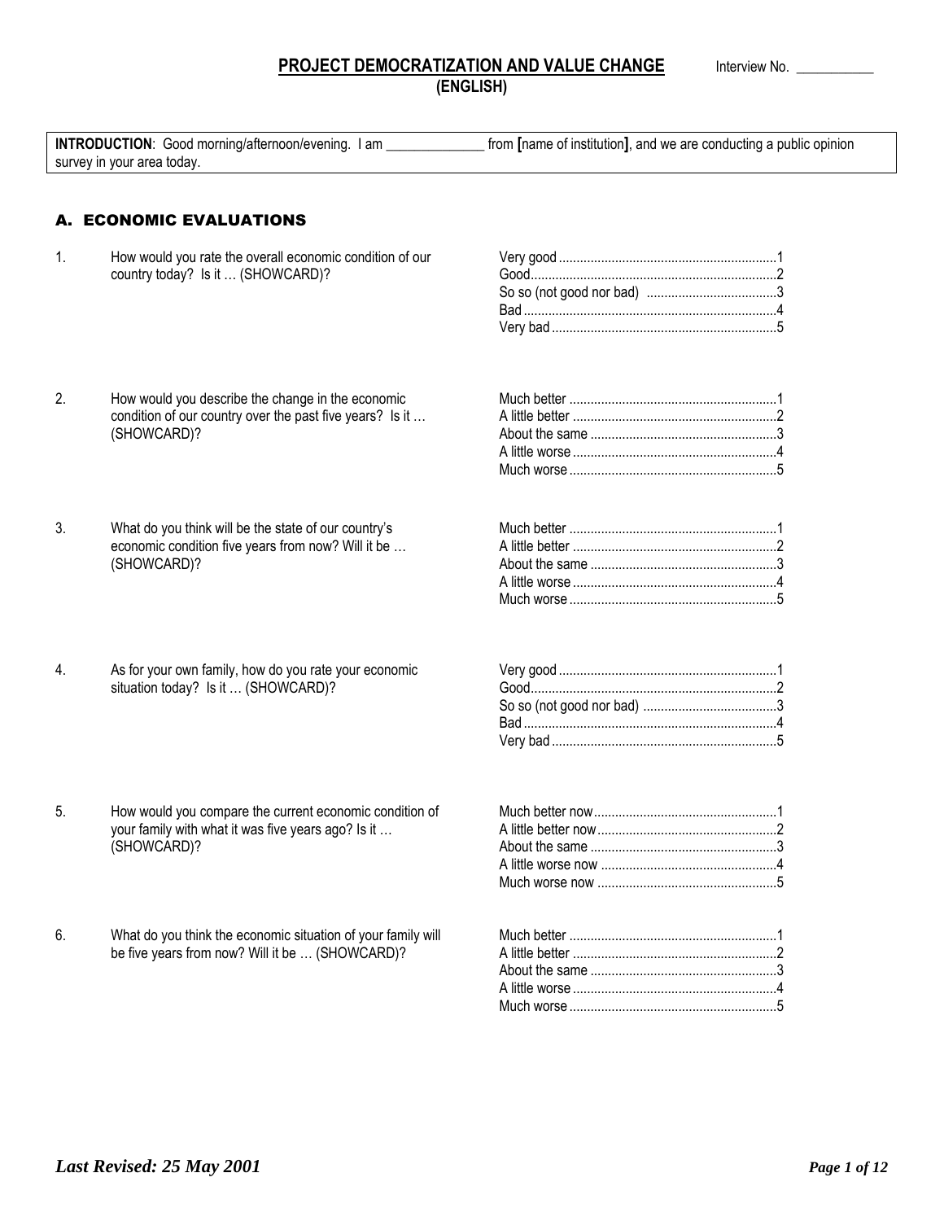# PROJECT DEMOCRATIZATION AND VALUE CHANGE
## (ENGLISH)

Interview No. ___________

**INTRODUCTION**: Good morning/afternoon/evening. I am ______________ from **[**name of institution**]**, and we are conducting a public opinion survey in your area today.

## A. ECONOMIC EVALUATIONS

1. How would you rate the overall economic condition of our country today? Is it … (SHOWCARD)?

   - Very good ....... 1
   - Good ....... 2
   - So so (not good nor bad) ....... 3
   - Bad ....... 4
   - Very bad ....... 5

2. How would you describe the change in the economic condition of our country over the past five years? Is it … (SHOWCARD)?

   - Much better ....... 1
   - A little better ....... 2
   - About the same ....... 3
   - A little worse ....... 4
   - Much worse ....... 5

3. What do you think will be the state of our country's economic condition five years from now? Will it be … (SHOWCARD)?

   - Much better ....... 1
   - A little better ....... 2
   - About the same ....... 3
   - A little worse ....... 4
   - Much worse ....... 5

4. As for your own family, how do you rate your economic situation today? Is it … (SHOWCARD)?

   - Very good ....... 1
   - Good ....... 2
   - So so (not good nor bad) ....... 3
   - Bad ....... 4
   - Very bad ....... 5

5. How would you compare the current economic condition of your family with what it was five years ago? Is it … (SHOWCARD)?

   - Much better now ....... 1
   - A little better now ....... 2
   - About the same ....... 3
   - A little worse now ....... 4
   - Much worse now ....... 5

6. What do you think the economic situation of your family will be five years from now? Will it be … (SHOWCARD)?

   - Much better ....... 1
   - A little better ....... 2
   - About the same ....... 3
   - A little worse ....... 4
   - Much worse ....... 5

*Last Revised: 25 May 2001*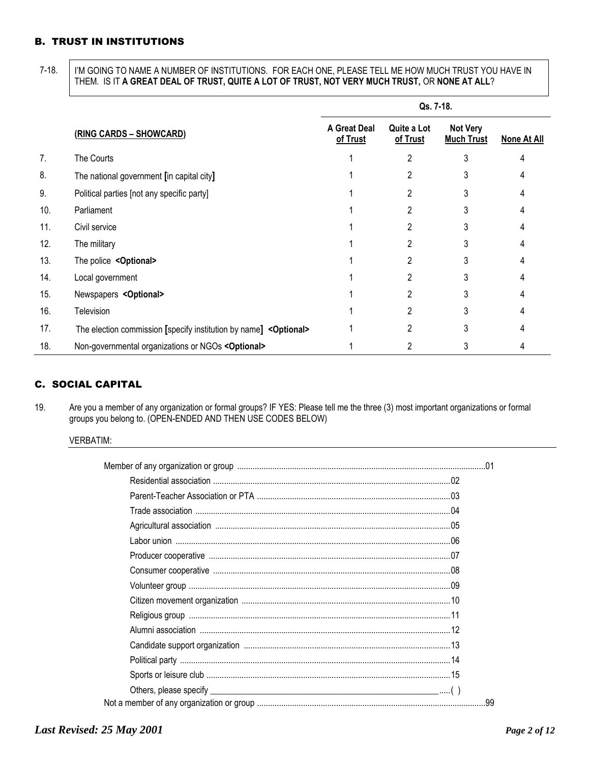## B. TRUST IN INSTITUTIONS

7-18. I'M GOING TO NAME A NUMBER OF INSTITUTIONS. FOR EACH ONE, PLEASE TELL ME HOW MUCH TRUST YOU HAVE IN THEM. IS IT **A GREAT DEAL OF TRUST, QUITE A LOT OF TRUST, NOT VERY MUCH TRUST,** OR **NONE AT ALL**?

| | | Qs. 7-18. | | | |
|---|---|---|---|---|---|
| | **(RING CARDS – SHOWCARD)** | **A Great Deal of Trust** | **Quite a Lot of Trust** | **Not Very Much Trust** | **None At All** |
| 7. | The Courts | 1 | 2 | 3 | 4 |
| 8. | The national government **[**in capital city**]** | 1 | 2 | 3 | 4 |
| 9. | Political parties [not any specific party] | 1 | 2 | 3 | 4 |
| 10. | Parliament | 1 | 2 | 3 | 4 |
| 11. | Civil service | 1 | 2 | 3 | 4 |
| 12. | The military | 1 | 2 | 3 | 4 |
| 13. | The police **<Optional>** | 1 | 2 | 3 | 4 |
| 14. | Local government | 1 | 2 | 3 | 4 |
| 15. | Newspapers **<Optional>** | 1 | 2 | 3 | 4 |
| 16. | Television | 1 | 2 | 3 | 4 |
| 17. | The election commission **[**specify institution by name**]** **<Optional>** | 1 | 2 | 3 | 4 |
| 18. | Non-governmental organizations or NGOs **<Optional>** | 1 | 2 | 3 | 4 |

## C. SOCIAL CAPITAL

19. Are you a member of any organization or formal groups? IF YES: Please tell me the three (3) most important organizations or formal groups you belong to. (OPEN-ENDED AND THEN USE CODES BELOW)

VERBATIM: ____________________

Member of any organization or group ....................01
- Residential association ....................02
- Parent-Teacher Association or PTA ....................03
- Trade association ....................04
- Agricultural association ....................05
- Labor union ....................06
- Producer cooperative ....................07
- Consumer cooperative ....................08
- Volunteer group ....................09
- Citizen movement organization ....................10
- Religious group ....................11
- Alumni association ....................12
- Candidate support organization ....................13
- Political party ....................14
- Sports or leisure club ....................15
- Others, please specify ____________________.....( )

Not a member of any organization or group ....................99

*Last Revised: 25 May 2001*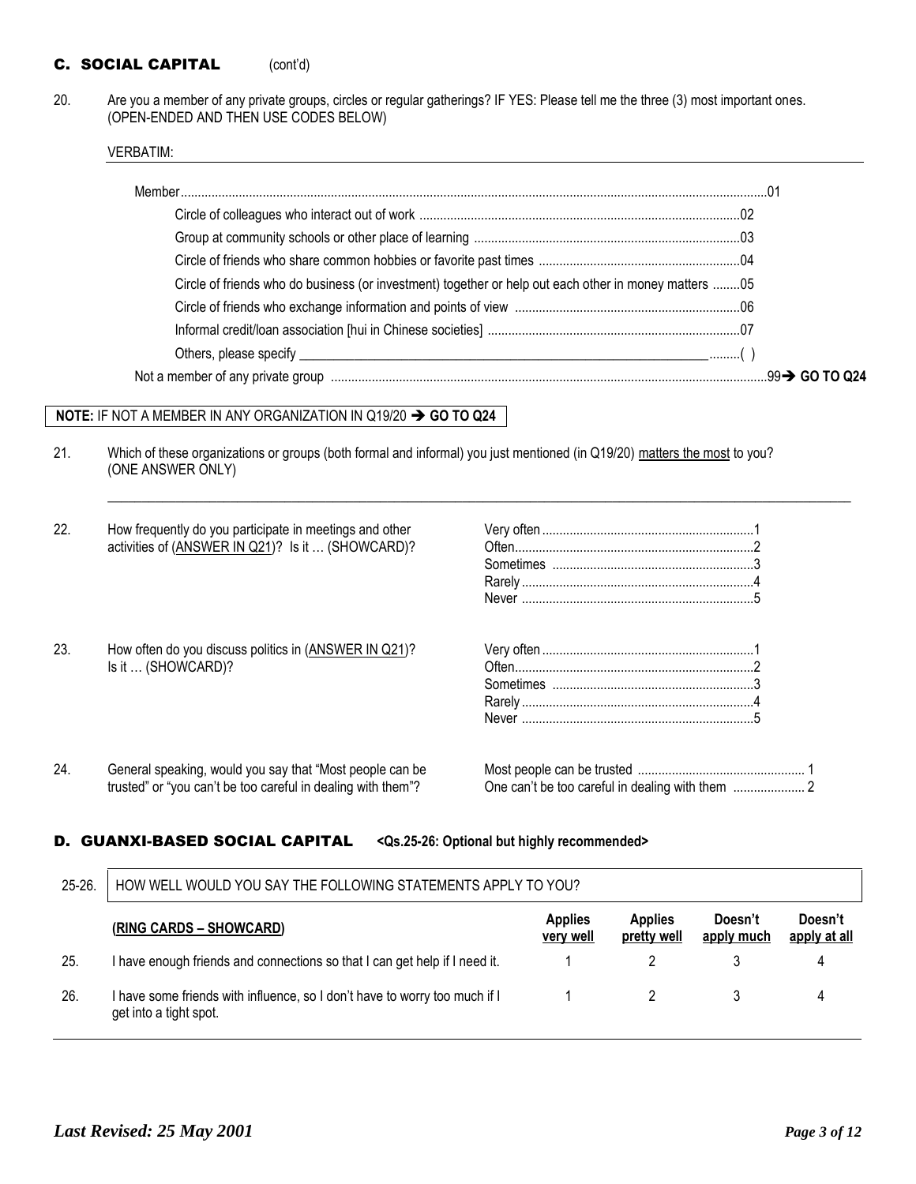## C. SOCIAL CAPITAL (cont'd)

20. Are you a member of any private groups, circles or regular gatherings? IF YES: Please tell me the three (3) most important ones. (OPEN-ENDED AND THEN USE CODES BELOW)

VERBATIM: ______________________________________________

- Member ....................................................................................................01
  - Circle of colleagues who interact out of work ....................................................02
  - Group at community schools or other place of learning ....................................03
  - Circle of friends who share common hobbies or favorite past times .................04
  - Circle of friends who do business (or investment) together or help out each other in money matters ........05
  - Circle of friends who exchange information and points of view .......................06
  - Informal credit/loan association [hui in Chinese societies] ..............................07
  - Others, please specify ______________________________ .........( )
- Not a member of any private group ..........................................................99➔ **GO TO Q24**

**NOTE:** IF NOT A MEMBER IN ANY ORGANIZATION IN Q19/20 ➔ **GO TO Q24**

21. Which of these organizations or groups (both formal and informal) you just mentioned (in Q19/20) matters the most to you? (ONE ANSWER ONLY)

______________________________________________

22. How frequently do you participate in meetings and other activities of (ANSWER IN Q21)? Is it … (SHOWCARD)?

- Very often ....................1
- Often ....................2
- Sometimes ....................3
- Rarely ....................4
- Never ....................5

23. How often do you discuss politics in (ANSWER IN Q21)? Is it … (SHOWCARD)?

- Very often ....................1
- Often ....................2
- Sometimes ....................3
- Rarely ....................4
- Never ....................5

24. General speaking, would you say that "Most people can be trusted" or "you can't be too careful in dealing with them"?

- Most people can be trusted .................... 1
- One can't be too careful in dealing with them .................... 2

## D. GUANXI-BASED SOCIAL CAPITAL <Qs.25-26: Optional but highly recommended>

| 25-26. | HOW WELL WOULD YOU SAY THE FOLLOWING STATEMENTS APPLY TO YOU? | | | | |
|---|---|---|---|---|---|
| | **(RING CARDS – SHOWCARD)** | **Applies very well** | **Applies pretty well** | **Doesn't apply much** | **Doesn't apply at all** |
| 25. | I have enough friends and connections so that I can get help if I need it. | 1 | 2 | 3 | 4 |
| 26. | I have some friends with influence, so I don't have to worry too much if I get into a tight spot. | 1 | 2 | 3 | 4 |

*Last Revised: 25 May 2001*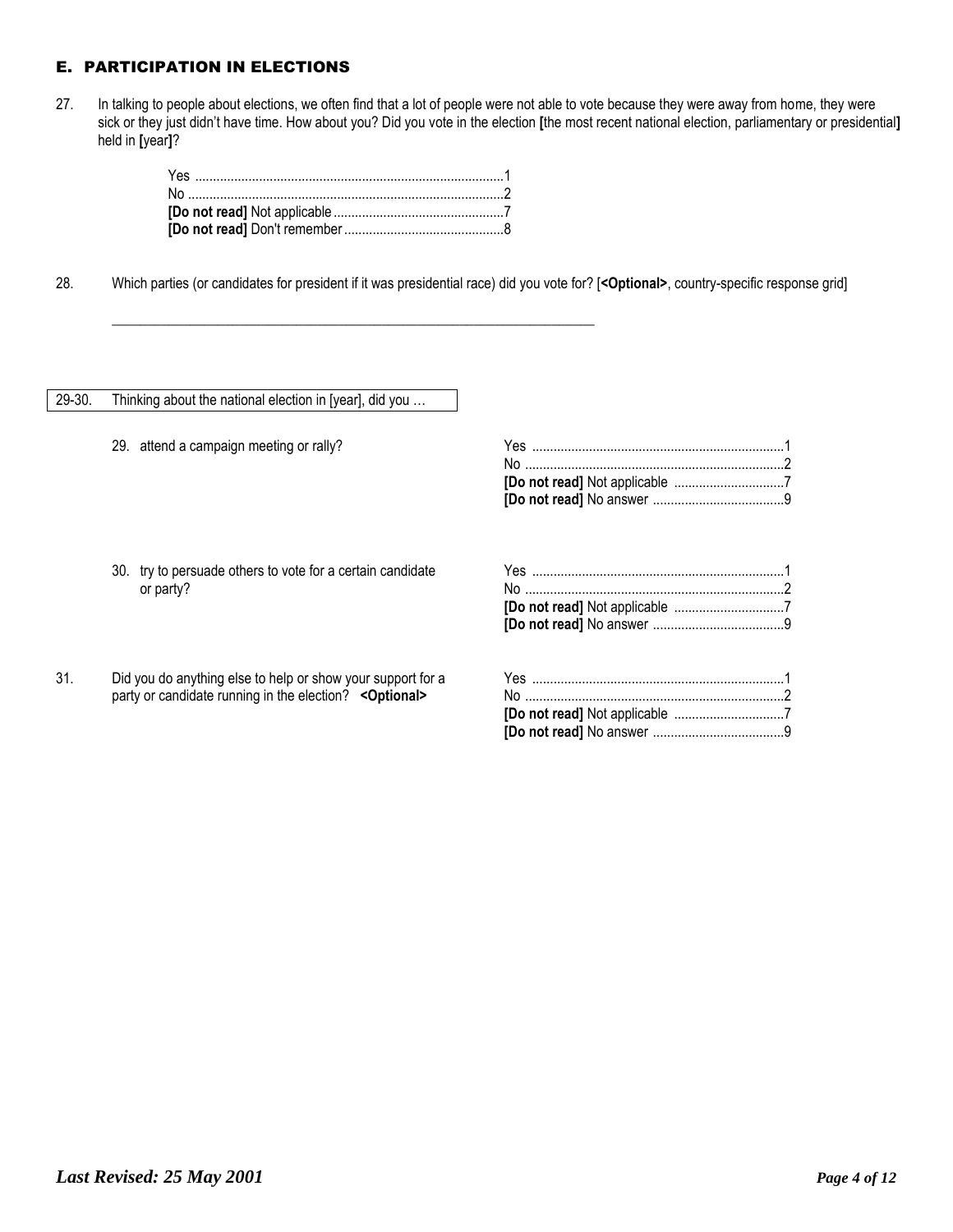## E. PARTICIPATION IN ELECTIONS

27. In talking to people about elections, we often find that a lot of people were not able to vote because they were away from home, they were sick or they just didn't have time. How about you? Did you vote in the election **[**the most recent national election, parliamentary or presidential**]** held in **[**year**]**?

| | |
|---|---|
| Yes | 1 |
| No | 2 |
| **[Do not read]** Not applicable | 7 |
| **[Do not read]** Don't remember | 8 |

28. Which parties (or candidates for president if it was presidential race) did you vote for? [**<Optional>**, country-specific response grid]

\_\_\_\_\_\_\_\_\_\_\_\_\_\_\_\_\_\_\_\_\_\_\_\_\_\_\_\_\_\_\_\_\_\_\_\_\_\_\_\_\_\_\_\_\_\_\_\_\_\_\_\_\_\_\_\_\_\_\_\_\_\_\_\_\_\_\_\_

29-30. Thinking about the national election in [year], did you …

29. attend a campaign meeting or rally?

| | |
|---|---|
| Yes | 1 |
| No | 2 |
| **[Do not read]** Not applicable | 7 |
| **[Do not read]** No answer | 9 |

30. try to persuade others to vote for a certain candidate or party?

| | |
|---|---|
| Yes | 1 |
| No | 2 |
| **[Do not read]** Not applicable | 7 |
| **[Do not read]** No answer | 9 |

31. Did you do anything else to help or show your support for a party or candidate running in the election? **<Optional>**

| | |
|---|---|
| Yes | 1 |
| No | 2 |
| **[Do not read]** Not applicable | 7 |
| **[Do not read]** No answer | 9 |

***Last Revised: 25 May 2001***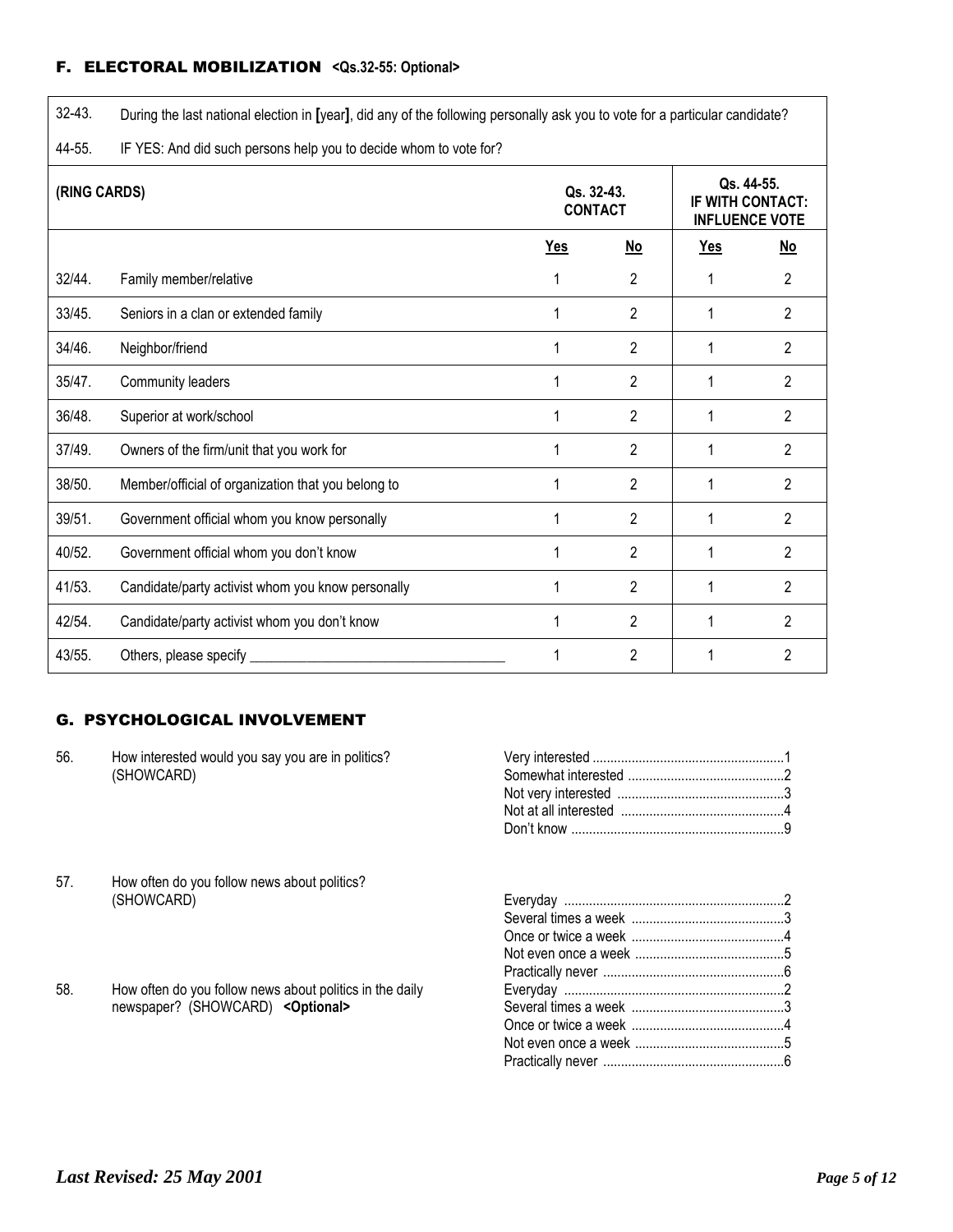## F. ELECTORAL MOBILIZATION **<Qs.32-55: Optional>**

| | | | | | |
|---|---|---|---|---|---|
| 32-43. | During the last national election in **[**year**]**, did any of the following personally ask you to vote for a particular candidate? | | | | |
| 44-55. | IF YES: And did such persons help you to decide whom to vote for? | | | | |
| **(RING CARDS)** | | **Qs. 32-43. CONTACT** | | **Qs. 44-55. IF WITH CONTACT: INFLUENCE VOTE** | |
| | | **Yes** | **No** | **Yes** | **No** |
| 32/44. | Family member/relative | 1 | 2 | 1 | 2 |
| 33/45. | Seniors in a clan or extended family | 1 | 2 | 1 | 2 |
| 34/46. | Neighbor/friend | 1 | 2 | 1 | 2 |
| 35/47. | Community leaders | 1 | 2 | 1 | 2 |
| 36/48. | Superior at work/school | 1 | 2 | 1 | 2 |
| 37/49. | Owners of the firm/unit that you work for | 1 | 2 | 1 | 2 |
| 38/50. | Member/official of organization that you belong to | 1 | 2 | 1 | 2 |
| 39/51. | Government official whom you know personally | 1 | 2 | 1 | 2 |
| 40/52. | Government official whom you don't know | 1 | 2 | 1 | 2 |
| 41/53. | Candidate/party activist whom you know personally | 1 | 2 | 1 | 2 |
| 42/54. | Candidate/party activist whom you don't know | 1 | 2 | 1 | 2 |
| 43/55. | Others, please specify ___________________________________ | 1 | 2 | 1 | 2 |

## G. PSYCHOLOGICAL INVOLVEMENT

56. How interested would you say you are in politics? (SHOWCARD)

- Very interested ......................................................1
- Somewhat interested ............................................2
- Not very interested ...............................................3
- Not at all interested ..............................................4
- Don't know ............................................................9

57. How often do you follow news about politics? (SHOWCARD)

- Everyday ..............................................................2
- Several times a week ...........................................3
- Once or twice a week ...........................................4
- Not even once a week ..........................................5
- Practically never ...................................................6

58. How often do you follow news about politics in the daily newspaper? (SHOWCARD) **<Optional>**

- Everyday ..............................................................2
- Several times a week ...........................................3
- Once or twice a week ...........................................4
- Not even once a week ..........................................5
- Practically never ...................................................6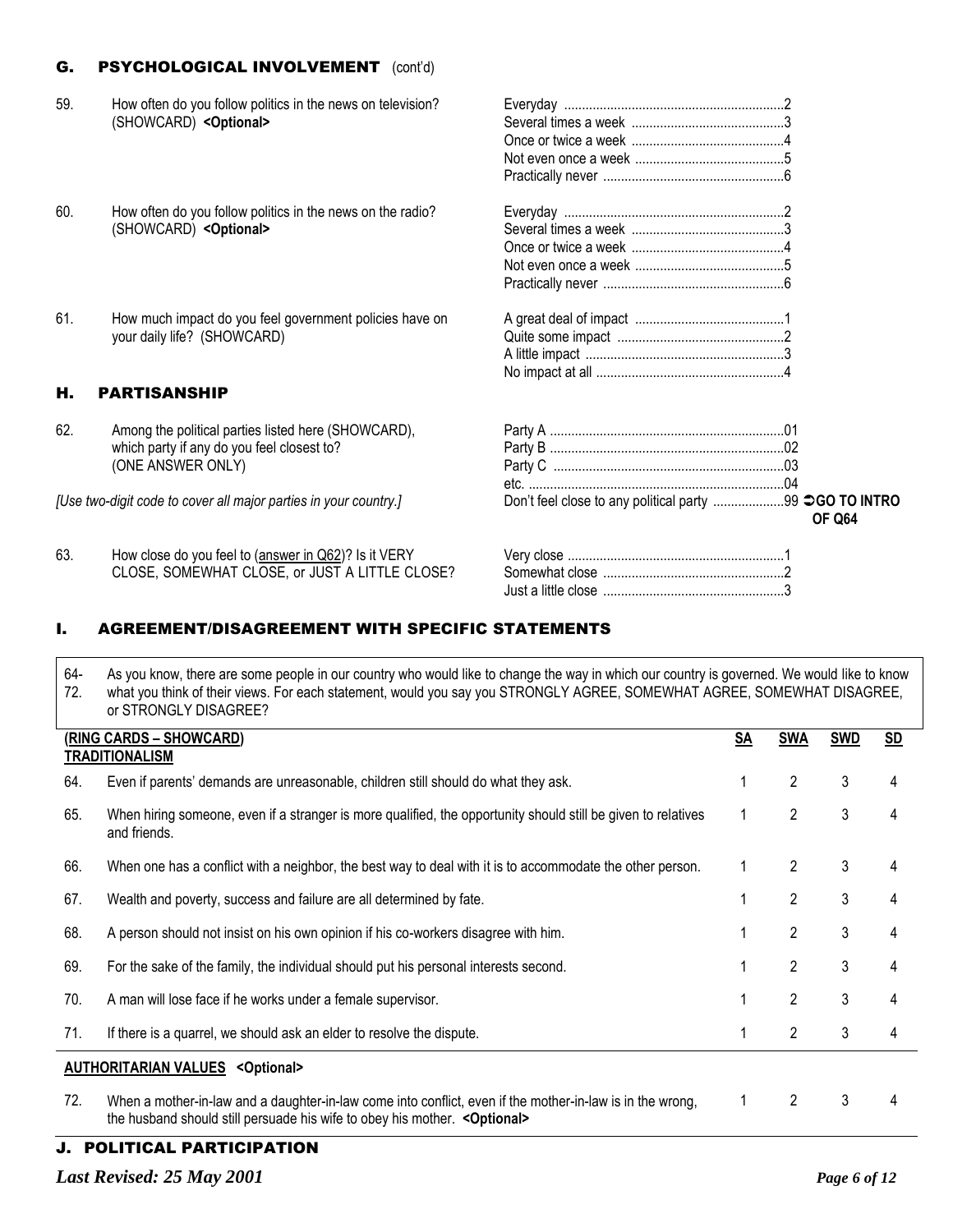## G. PSYCHOLOGICAL INVOLVEMENT (cont'd)

59. How often do you follow politics in the news on television? (SHOWCARD) **<Optional>**

| | |
|---|---|
| Everyday | 2 |
| Several times a week | 3 |
| Once or twice a week | 4 |
| Not even once a week | 5 |
| Practically never | 6 |

60. How often do you follow politics in the news on the radio? (SHOWCARD) **<Optional>**

| | |
|---|---|
| Everyday | 2 |
| Several times a week | 3 |
| Once or twice a week | 4 |
| Not even once a week | 5 |
| Practically never | 6 |

61. How much impact do you feel government policies have on your daily life? (SHOWCARD)

| | |
|---|---|
| A great deal of impact | 1 |
| Quite some impact | 2 |
| A little impact | 3 |
| No impact at all | 4 |

## H. PARTISANSHIP

62. Among the political parties listed here (SHOWCARD), which party if any do you feel closest to? (ONE ANSWER ONLY)

*[Use two-digit code to cover all major parties in your country.]*

| | |
|---|---|
| Party A | 01 |
| Party B | 02 |
| Party C | 03 |
| etc. | 04 |
| Don't feel close to any political party | 99 ➲ **GO TO INTRO OF Q64** |

63. How close do you feel to (answer in Q62)? Is it VERY CLOSE, SOMEWHAT CLOSE, or JUST A LITTLE CLOSE?

| | |
|---|---|
| Very close | 1 |
| Somewhat close | 2 |
| Just a little close | 3 |

## I. AGREEMENT/DISAGREEMENT WITH SPECIFIC STATEMENTS

64-72. As you know, there are some people in our country who would like to change the way in which our country is governed. We would like to know what you think of their views. For each statement, would you say you STRONGLY AGREE, SOMEWHAT AGREE, SOMEWHAT DISAGREE, or STRONGLY DISAGREE?

| **(RING CARDS – SHOWCARD)** | | SA | SWA | SWD | SD |
|---|---|---|---|---|---|
| **TRADITIONALISM** | | | | | |
| 64. | Even if parents' demands are unreasonable, children still should do what they ask. | 1 | 2 | 3 | 4 |
| 65. | When hiring someone, even if a stranger is more qualified, the opportunity should still be given to relatives and friends. | 1 | 2 | 3 | 4 |
| 66. | When one has a conflict with a neighbor, the best way to deal with it is to accommodate the other person. | 1 | 2 | 3 | 4 |
| 67. | Wealth and poverty, success and failure are all determined by fate. | 1 | 2 | 3 | 4 |
| 68. | A person should not insist on his own opinion if his co-workers disagree with him. | 1 | 2 | 3 | 4 |
| 69. | For the sake of the family, the individual should put his personal interests second. | 1 | 2 | 3 | 4 |
| 70. | A man will lose face if he works under a female supervisor. | 1 | 2 | 3 | 4 |
| 71. | If there is a quarrel, we should ask an elder to resolve the dispute. | 1 | 2 | 3 | 4 |
| **AUTHORITARIAN VALUES <Optional>** | | | | | |
| 72. | When a mother-in-law and a daughter-in-law come into conflict, even if the mother-in-law is in the wrong, the husband should still persuade his wife to obey his mother. **<Optional>** | 1 | 2 | 3 | 4 |

## J. POLITICAL PARTICIPATION

*Last Revised: 25 May 2001*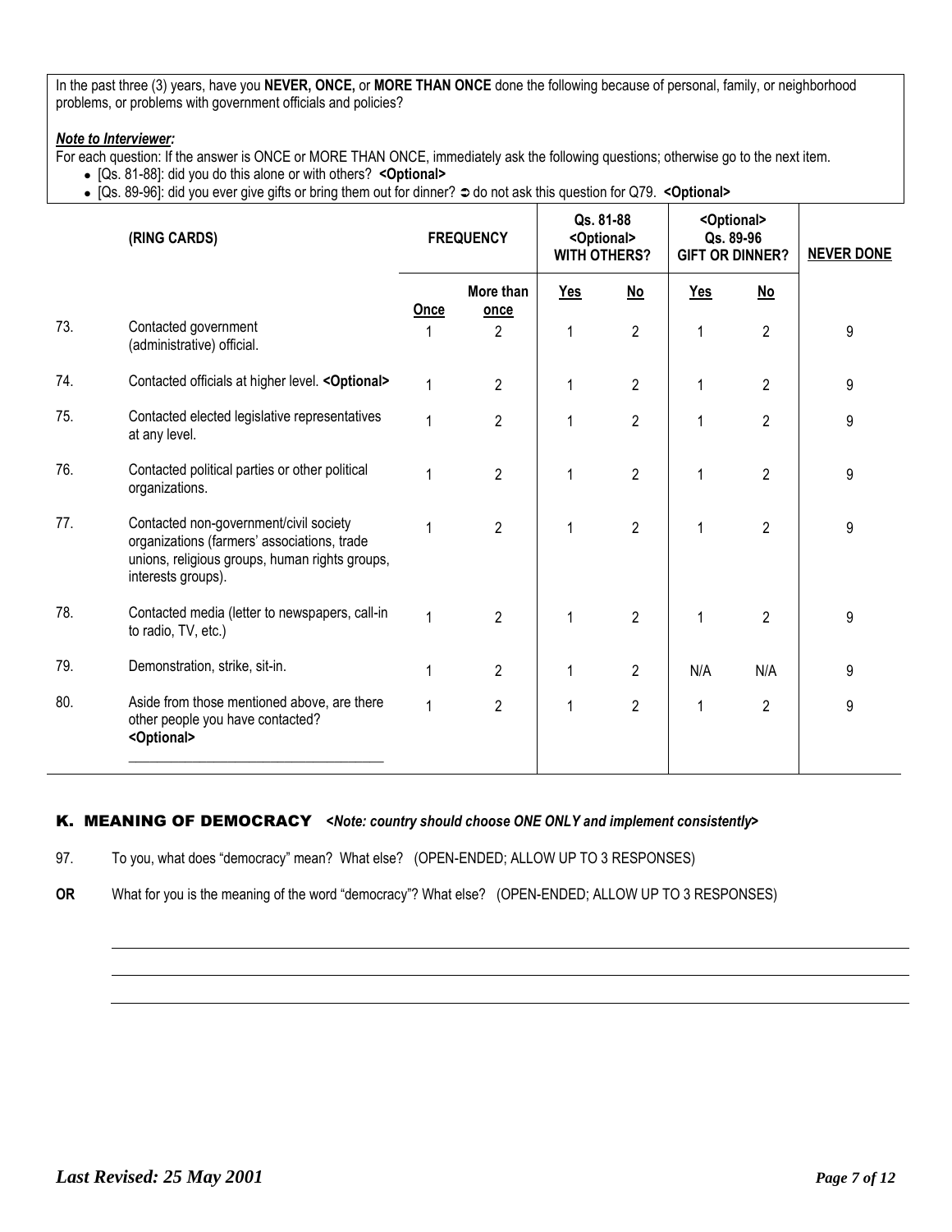In the past three (3) years, have you **NEVER, ONCE,** or **MORE THAN ONCE** done the following because of personal, family, or neighborhood problems, or problems with government officials and policies?

***Note to Interviewer:***

For each question: If the answer is ONCE or MORE THAN ONCE, immediately ask the following questions; otherwise go to the next item.

- [Qs. 81-88]: did you do this alone or with others? **<Optional>**
- [Qs. 89-96]: did you ever give gifts or bring them out for dinner? ➲ do not ask this question for Q79. **<Optional>**

| | (RING CARDS) | FREQUENCY | | Qs. 81-88 <Optional> WITH OTHERS? | | <Optional> Qs. 89-96 GIFT OR DINNER? | | NEVER DONE |
|---|---|---|---|---|---|---|---|---|
| | | Once | More than once | Yes | No | Yes | No | |
| 73. | Contacted government (administrative) official. | 1 | 2 | 1 | 2 | 1 | 2 | 9 |
| 74. | Contacted officials at higher level. **<Optional>** | 1 | 2 | 1 | 2 | 1 | 2 | 9 |
| 75. | Contacted elected legislative representatives at any level. | 1 | 2 | 1 | 2 | 1 | 2 | 9 |
| 76. | Contacted political parties or other political organizations. | 1 | 2 | 1 | 2 | 1 | 2 | 9 |
| 77. | Contacted non-government/civil society organizations (farmers' associations, trade unions, religious groups, human rights groups, interests groups). | 1 | 2 | 1 | 2 | 1 | 2 | 9 |
| 78. | Contacted media (letter to newspapers, call-in to radio, TV, etc.) | 1 | 2 | 1 | 2 | 1 | 2 | 9 |
| 79. | Demonstration, strike, sit-in. | 1 | 2 | 1 | 2 | N/A | N/A | 9 |
| 80. | Aside from those mentioned above, are there other people you have contacted? **<Optional>** ______________________ | 1 | 2 | 1 | 2 | 1 | 2 | 9 |

## K. MEANING OF DEMOCRACY *<Note: country should choose ONE ONLY and implement consistently>*

97. To you, what does "democracy" mean? What else? (OPEN-ENDED; ALLOW UP TO 3 RESPONSES)

**OR** What for you is the meaning of the word "democracy"? What else? (OPEN-ENDED; ALLOW UP TO 3 RESPONSES)

______________________________________________________________________

______________________________________________________________________

______________________________________________________________________

***Last Revised: 25 May 2001***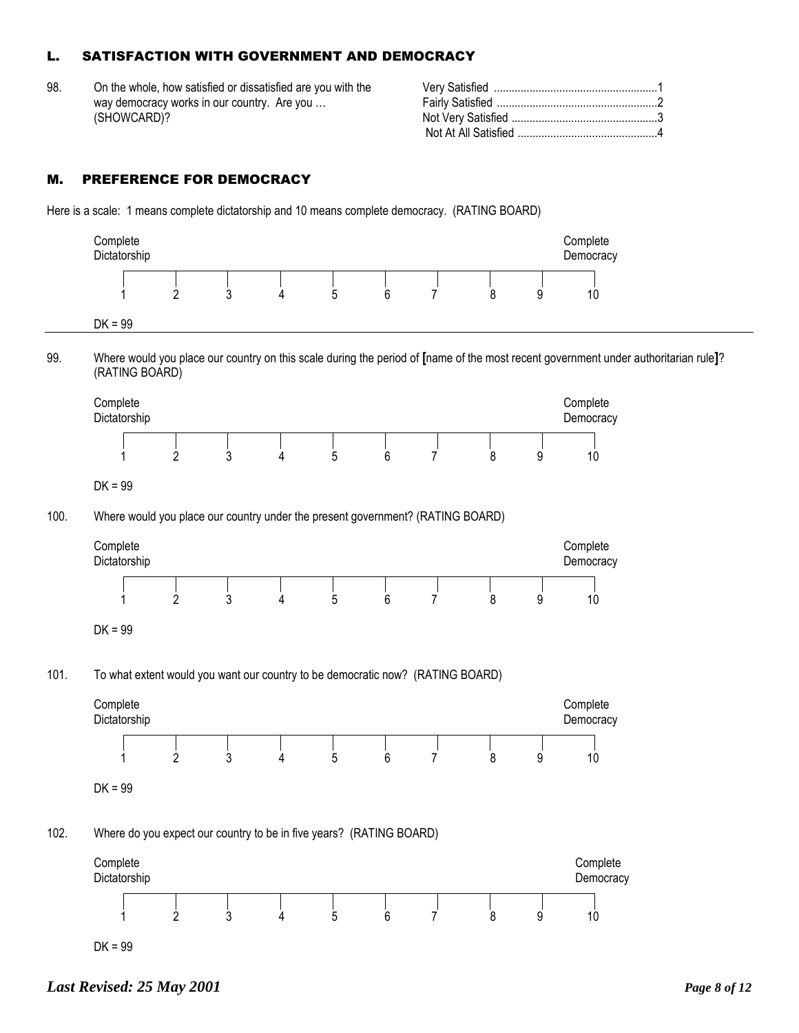## L. SATISFACTION WITH GOVERNMENT AND DEMOCRACY

98. On the whole, how satisfied or dissatisfied are you with the way democracy works in our country. Are you … (SHOWCARD)?

| | |
|---|---|
| Very Satisfied | 1 |
| Fairly Satisfied | 2 |
| Not Very Satisfied | 3 |
| Not At All Satisfied | 4 |

## M. PREFERENCE FOR DEMOCRACY

Here is a scale: 1 means complete dictatorship and 10 means complete democracy. (RATING BOARD)

| Complete Dictatorship | | | | | | | | | Complete Democracy |
|---|---|---|---|---|---|---|---|---|---|
| 1 | 2 | 3 | 4 | 5 | 6 | 7 | 8 | 9 | 10 |

DK = 99

99. Where would you place our country on this scale during the period of [name of the most recent government under authoritarian rule]? (RATING BOARD)

| Complete Dictatorship | | | | | | | | | Complete Democracy |
|---|---|---|---|---|---|---|---|---|---|
| 1 | 2 | 3 | 4 | 5 | 6 | 7 | 8 | 9 | 10 |

DK = 99

100. Where would you place our country under the present government? (RATING BOARD)

| Complete Dictatorship | | | | | | | | | Complete Democracy |
|---|---|---|---|---|---|---|---|---|---|
| 1 | 2 | 3 | 4 | 5 | 6 | 7 | 8 | 9 | 10 |

DK = 99

101. To what extent would you want our country to be democratic now? (RATING BOARD)

| Complete Dictatorship | | | | | | | | | Complete Democracy |
|---|---|---|---|---|---|---|---|---|---|
| 1 | 2 | 3 | 4 | 5 | 6 | 7 | 8 | 9 | 10 |

DK = 99

102. Where do you expect our country to be in five years? (RATING BOARD)

| Complete Dictatorship | | | | | | | | | Complete Democracy |
|---|---|---|---|---|---|---|---|---|---|
| 1 | 2 | 3 | 4 | 5 | 6 | 7 | 8 | 9 | 10 |

DK = 99

*Last Revised: 25 May 2001*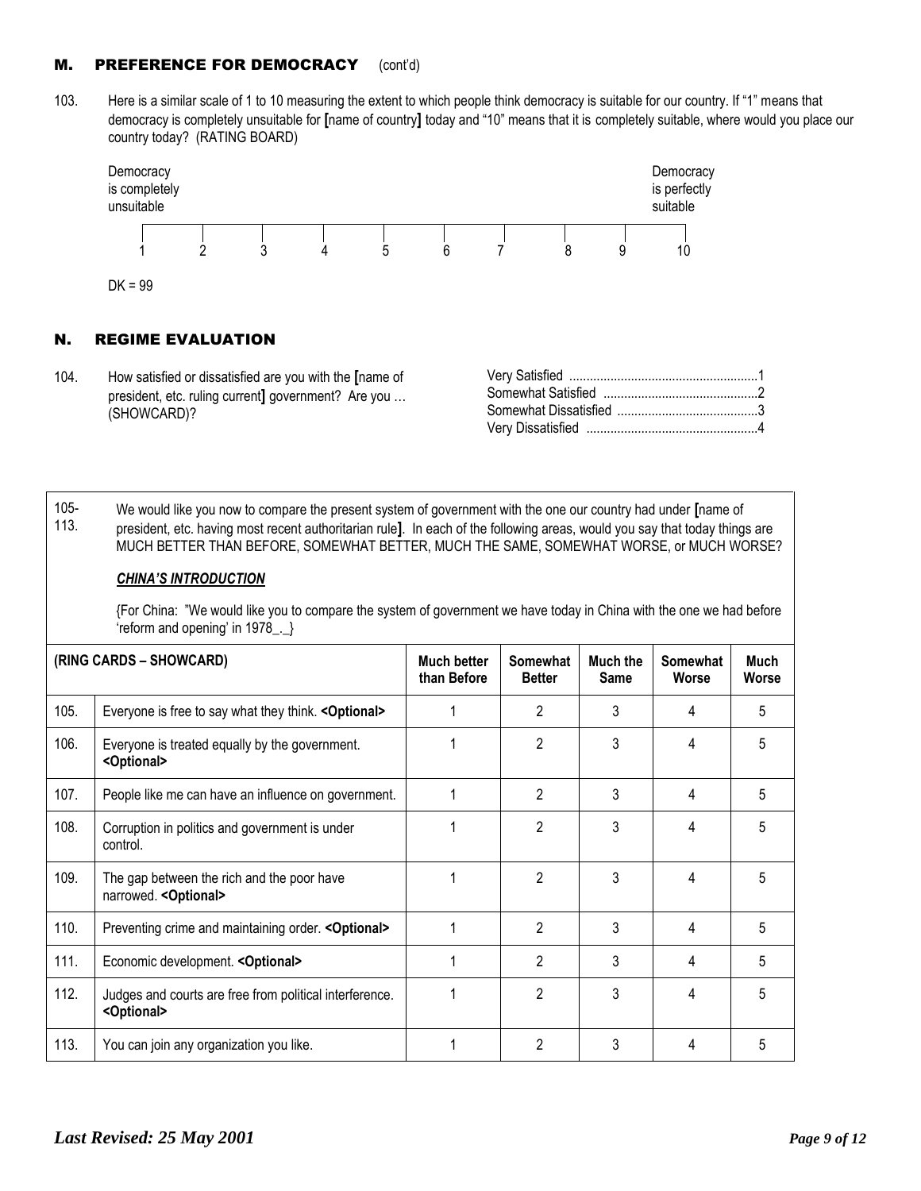## M. PREFERENCE FOR DEMOCRACY (cont'd)

103. Here is a similar scale of 1 to 10 measuring the extent to which people think democracy is suitable for our country. If "1" means that democracy is completely unsuitable for **[**name of country**]** today and "10" means that it is completely suitable, where would you place our country today? (RATING BOARD)

| Democracy is completely unsuitable | | | | | | | | | Democracy is perfectly suitable |
|---|---|---|---|---|---|---|---|---|---|
| 1 | 2 | 3 | 4 | 5 | 6 | 7 | 8 | 9 | 10 |

DK = 99

## N. REGIME EVALUATION

104. How satisfied or dissatisfied are you with the **[**name of president, etc. ruling current**]** government? Are you … (SHOWCARD)?

- Very Satisfied ......................................................1
- Somewhat Satisfied ............................................2
- Somewhat Dissatisfied .........................................3
- Very Dissatisfied .................................................4

105-113. We would like you now to compare the present system of government with the one our country had under **[**name of president, etc. having most recent authoritarian rule**]**. In each of the following areas, would you say that today things are MUCH BETTER THAN BEFORE, SOMEWHAT BETTER, MUCH THE SAME, SOMEWHAT WORSE, or MUCH WORSE?

***CHINA'S INTRODUCTION***

{For China: "We would like you to compare the system of government we have today in China with the one we had before 'reform and opening' in 1978_._}

| | (RING CARDS – SHOWCARD) | Much better than Before | Somewhat Better | Much the Same | Somewhat Worse | Much Worse |
|---|---|---|---|---|---|---|
| 105. | Everyone is free to say what they think. **<Optional>** | 1 | 2 | 3 | 4 | 5 |
| 106. | Everyone is treated equally by the government. **<Optional>** | 1 | 2 | 3 | 4 | 5 |
| 107. | People like me can have an influence on government. | 1 | 2 | 3 | 4 | 5 |
| 108. | Corruption in politics and government is under control. | 1 | 2 | 3 | 4 | 5 |
| 109. | The gap between the rich and the poor have narrowed. **<Optional>** | 1 | 2 | 3 | 4 | 5 |
| 110. | Preventing crime and maintaining order. **<Optional>** | 1 | 2 | 3 | 4 | 5 |
| 111. | Economic development. **<Optional>** | 1 | 2 | 3 | 4 | 5 |
| 112. | Judges and courts are free from political interference. **<Optional>** | 1 | 2 | 3 | 4 | 5 |
| 113. | You can join any organization you like. | 1 | 2 | 3 | 4 | 5 |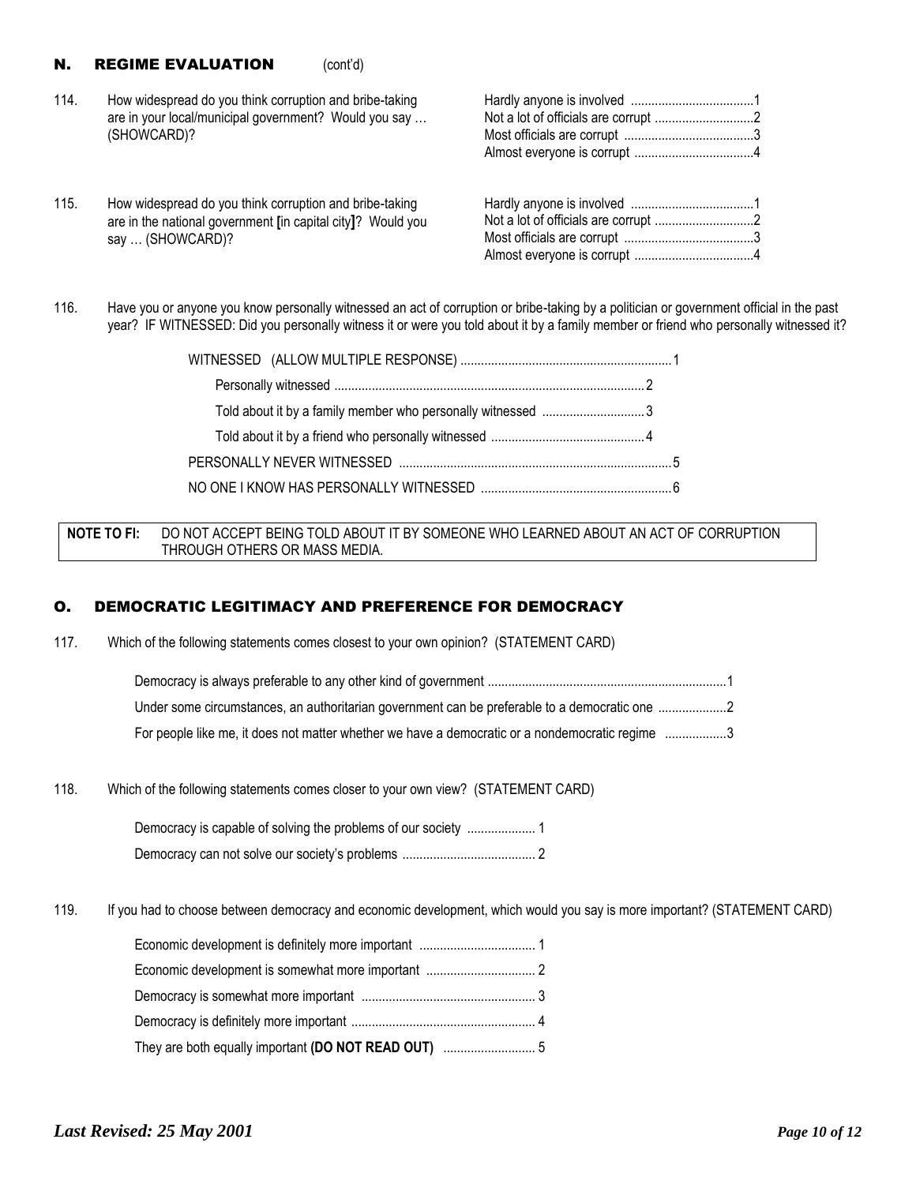## N. REGIME EVALUATION (cont'd)

114. How widespread do you think corruption and bribe-taking are in your local/municipal government? Would you say … (SHOWCARD)?

| Response | Code |
|---|---|
| Hardly anyone is involved | 1 |
| Not a lot of officials are corrupt | 2 |
| Most officials are corrupt | 3 |
| Almost everyone is corrupt | 4 |

115. How widespread do you think corruption and bribe-taking are in the national government [in capital city]? Would you say … (SHOWCARD)?

| Response | Code |
|---|---|
| Hardly anyone is involved | 1 |
| Not a lot of officials are corrupt | 2 |
| Most officials are corrupt | 3 |
| Almost everyone is corrupt | 4 |

116. Have you or anyone you know personally witnessed an act of corruption or bribe-taking by a politician or government official in the past year? IF WITNESSED: Did you personally witness it or were you told about it by a family member or friend who personally witnessed it?

| Response | Code |
|---|---|
| WITNESSED (ALLOW MULTIPLE RESPONSE) | 1 |
| Personally witnessed | 2 |
| Told about it by a family member who personally witnessed | 3 |
| Told about it by a friend who personally witnessed | 4 |
| PERSONALLY NEVER WITNESSED | 5 |
| NO ONE I KNOW HAS PERSONALLY WITNESSED | 6 |

**NOTE TO FI:** DO NOT ACCEPT BEING TOLD ABOUT IT BY SOMEONE WHO LEARNED ABOUT AN ACT OF CORRUPTION THROUGH OTHERS OR MASS MEDIA.

## O. DEMOCRATIC LEGITIMACY AND PREFERENCE FOR DEMOCRACY

117. Which of the following statements comes closest to your own opinion? (STATEMENT CARD)

| Response | Code |
|---|---|
| Democracy is always preferable to any other kind of government | 1 |
| Under some circumstances, an authoritarian government can be preferable to a democratic one | 2 |
| For people like me, it does not matter whether we have a democratic or a nondemocratic regime | 3 |

118. Which of the following statements comes closer to your own view? (STATEMENT CARD)

| Response | Code |
|---|---|
| Democracy is capable of solving the problems of our society | 1 |
| Democracy can not solve our society's problems | 2 |

119. If you had to choose between democracy and economic development, which would you say is more important? (STATEMENT CARD)

| Response | Code |
|---|---|
| Economic development is definitely more important | 1 |
| Economic development is somewhat more important | 2 |
| Democracy is somewhat more important | 3 |
| Democracy is definitely more important | 4 |
| They are both equally important **(DO NOT READ OUT)** | 5 |

*Last Revised: 25 May 2001*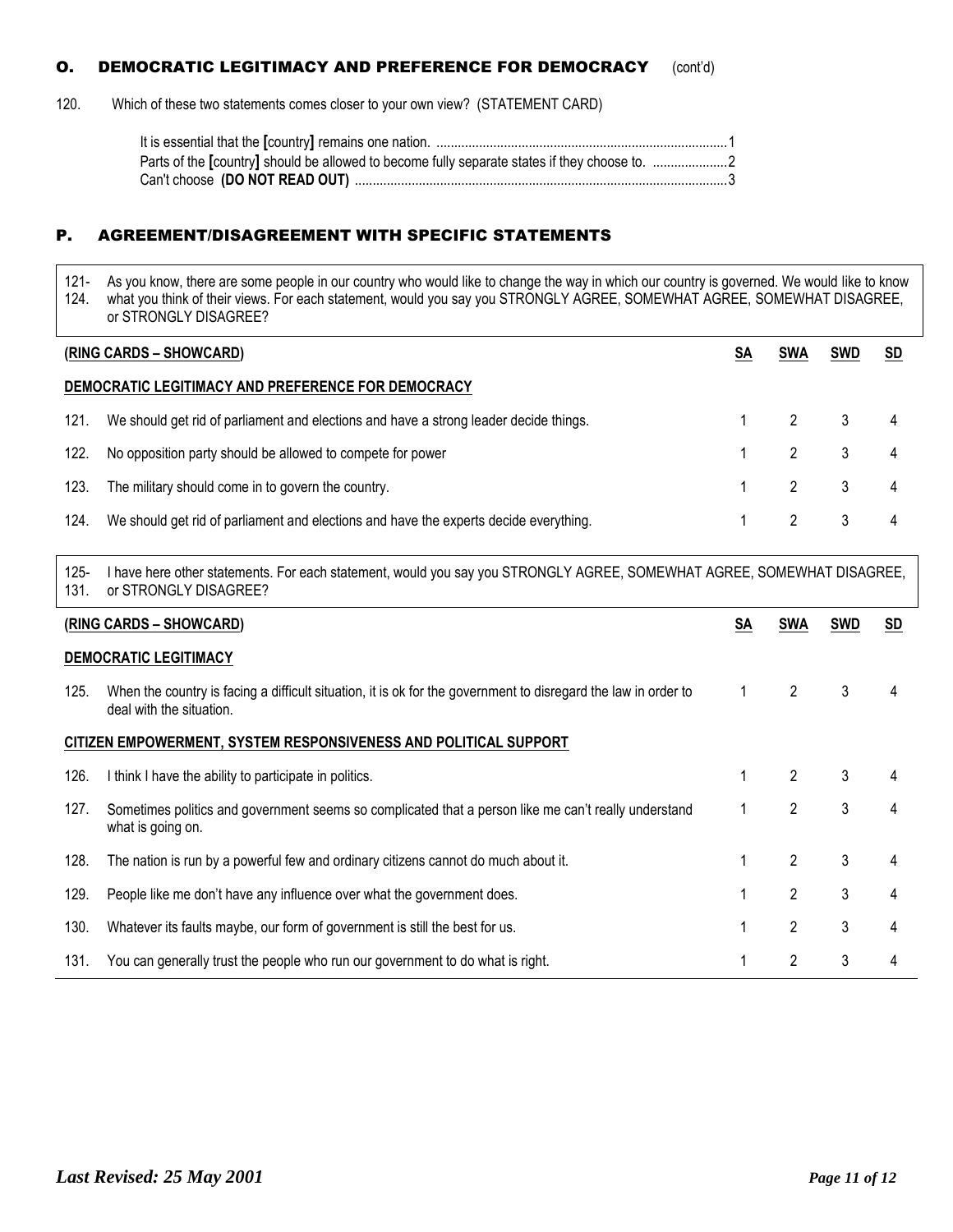## O. DEMOCRATIC LEGITIMACY AND PREFERENCE FOR DEMOCRACY (cont'd)

120. Which of these two statements comes closer to your own view? (STATEMENT CARD)

It is essential that the **[**country**]** remains one nation. ........................................................................................1
Parts of the **[**country**]** should be allowed to become fully separate states if they choose to. .....................2
Can't choose **(DO NOT READ OUT)** ........................................................................................................3

## P. AGREEMENT/DISAGREEMENT WITH SPECIFIC STATEMENTS

121-124. As you know, there are some people in our country who would like to change the way in which our country is governed. We would like to know what you think of their views. For each statement, would you say you STRONGLY AGREE, SOMEWHAT AGREE, SOMEWHAT DISAGREE, or STRONGLY DISAGREE?

| **(RING CARDS – SHOWCARD)** | | SA | SWA | SWD | SD |
|---|---|---|---|---|---|
| **DEMOCRATIC LEGITIMACY AND PREFERENCE FOR DEMOCRACY** | | | | | |
| 121. | We should get rid of parliament and elections and have a strong leader decide things. | 1 | 2 | 3 | 4 |
| 122. | No opposition party should be allowed to compete for power | 1 | 2 | 3 | 4 |
| 123. | The military should come in to govern the country. | 1 | 2 | 3 | 4 |
| 124. | We should get rid of parliament and elections and have the experts decide everything. | 1 | 2 | 3 | 4 |

125-131. I have here other statements. For each statement, would you say you STRONGLY AGREE, SOMEWHAT AGREE, SOMEWHAT DISAGREE, or STRONGLY DISAGREE?

| **(RING CARDS – SHOWCARD)** | | SA | SWA | SWD | SD |
|---|---|---|---|---|---|
| **DEMOCRATIC LEGITIMACY** | | | | | |
| 125. | When the country is facing a difficult situation, it is ok for the government to disregard the law in order to deal with the situation. | 1 | 2 | 3 | 4 |
| **CITIZEN EMPOWERMENT, SYSTEM RESPONSIVENESS AND POLITICAL SUPPORT** | | | | | |
| 126. | I think I have the ability to participate in politics. | 1 | 2 | 3 | 4 |
| 127. | Sometimes politics and government seems so complicated that a person like me can't really understand what is going on. | 1 | 2 | 3 | 4 |
| 128. | The nation is run by a powerful few and ordinary citizens cannot do much about it. | 1 | 2 | 3 | 4 |
| 129. | People like me don't have any influence over what the government does. | 1 | 2 | 3 | 4 |
| 130. | Whatever its faults maybe, our form of government is still the best for us. | 1 | 2 | 3 | 4 |
| 131. | You can generally trust the people who run our government to do what is right. | 1 | 2 | 3 | 4 |

*Last Revised: 25 May 2001*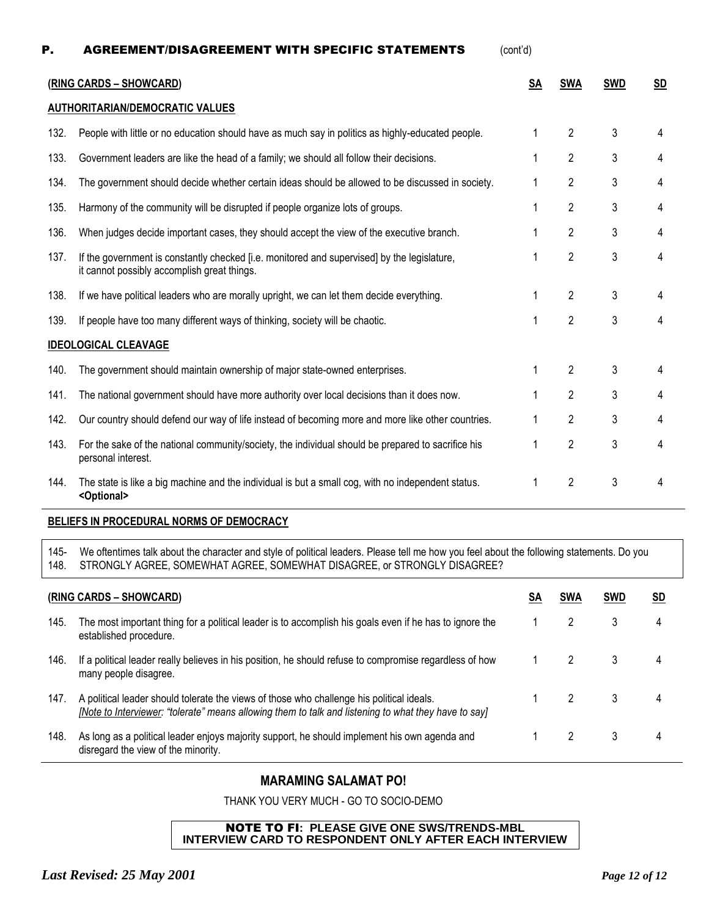## P. AGREEMENT/DISAGREEMENT WITH SPECIFIC STATEMENTS (cont'd)

| (RING CARDS – SHOWCARD) | | SA | SWA | SWD | SD |
|---|---|---|---|---|---|
| **AUTHORITARIAN/DEMOCRATIC VALUES** | | | | | |
| 132. | People with little or no education should have as much say in politics as highly-educated people. | 1 | 2 | 3 | 4 |
| 133. | Government leaders are like the head of a family; we should all follow their decisions. | 1 | 2 | 3 | 4 |
| 134. | The government should decide whether certain ideas should be allowed to be discussed in society. | 1 | 2 | 3 | 4 |
| 135. | Harmony of the community will be disrupted if people organize lots of groups. | 1 | 2 | 3 | 4 |
| 136. | When judges decide important cases, they should accept the view of the executive branch. | 1 | 2 | 3 | 4 |
| 137. | If the government is constantly checked [i.e. monitored and supervised] by the legislature, it cannot possibly accomplish great things. | 1 | 2 | 3 | 4 |
| 138. | If we have political leaders who are morally upright, we can let them decide everything. | 1 | 2 | 3 | 4 |
| 139. | If people have too many different ways of thinking, society will be chaotic. | 1 | 2 | 3 | 4 |
| **IDEOLOGICAL CLEAVAGE** | | | | | |
| 140. | The government should maintain ownership of major state-owned enterprises. | 1 | 2 | 3 | 4 |
| 141. | The national government should have more authority over local decisions than it does now. | 1 | 2 | 3 | 4 |
| 142. | Our country should defend our way of life instead of becoming more and more like other countries. | 1 | 2 | 3 | 4 |
| 143. | For the sake of the national community/society, the individual should be prepared to sacrifice his personal interest. | 1 | 2 | 3 | 4 |
| 144. | The state is like a big machine and the individual is but a small cog, with no independent status. **<Optional>** | 1 | 2 | 3 | 4 |

**BELIEFS IN PROCEDURAL NORMS OF DEMOCRACY**

145-148. We oftentimes talk about the character and style of political leaders. Please tell me how you feel about the following statements. Do you STRONGLY AGREE, SOMEWHAT AGREE, SOMEWHAT DISAGREE, or STRONGLY DISAGREE?

| (RING CARDS – SHOWCARD) | | SA | SWA | SWD | SD |
|---|---|---|---|---|---|
| 145. | The most important thing for a political leader is to accomplish his goals even if he has to ignore the established procedure. | 1 | 2 | 3 | 4 |
| 146. | If a political leader really believes in his position, he should refuse to compromise regardless of how many people disagree. | 1 | 2 | 3 | 4 |
| 147. | A political leader should tolerate the views of those who challenge his political ideals. *[Note to Interviewer: "tolerate" means allowing them to talk and listening to what they have to say]* | 1 | 2 | 3 | 4 |
| 148. | As long as a political leader enjoys majority support, he should implement his own agenda and disregard the view of the minority. | 1 | 2 | 3 | 4 |

**MARAMING SALAMAT PO!**

THANK YOU VERY MUCH - GO TO SOCIO-DEMO

**NOTE TO FI: PLEASE GIVE ONE SWS/TRENDS-MBL INTERVIEW CARD TO RESPONDENT ONLY AFTER EACH INTERVIEW**

*Last Revised: 25 May 2001*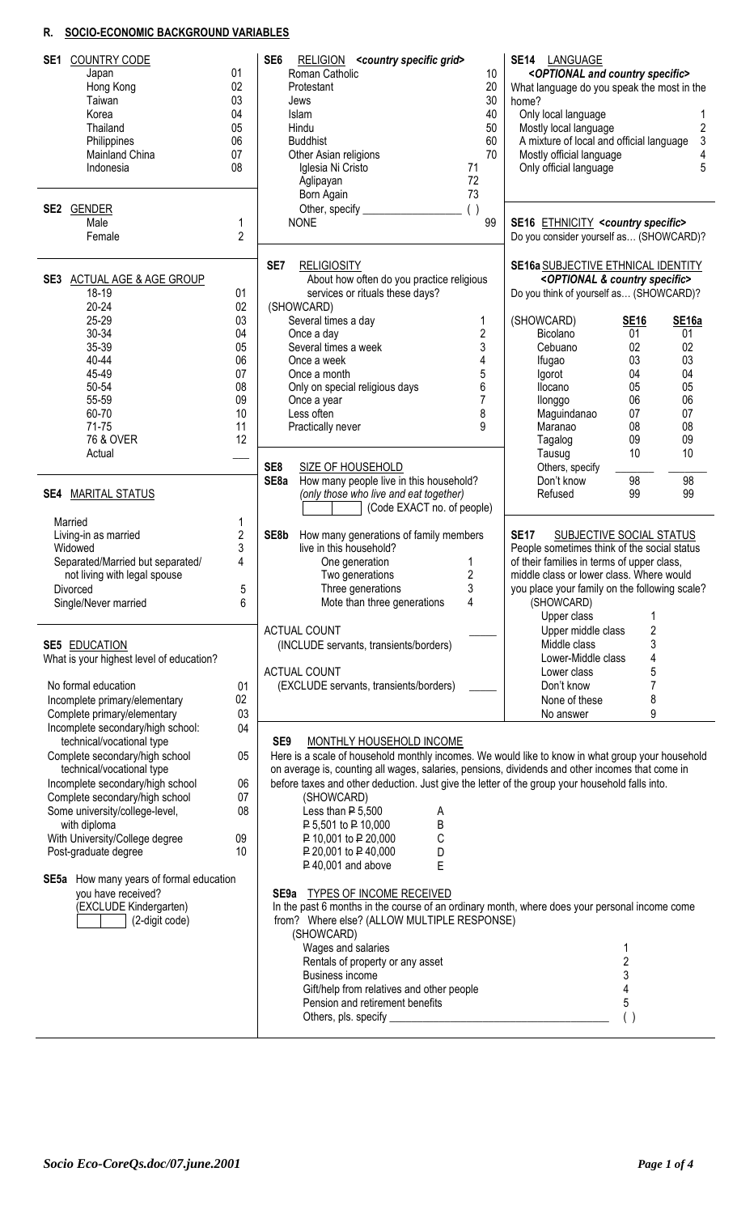## R. SOCIO-ECONOMIC BACKGROUND VARIABLES

**SE1 COUNTRY CODE**

| | |
|---|---|
| Japan | 01 |
| Hong Kong | 02 |
| Taiwan | 03 |
| Korea | 04 |
| Thailand | 05 |
| Philippines | 06 |
| Mainland China | 07 |
| Indonesia | 08 |

**SE2 GENDER**

| | |
|---|---|
| Male | 1 |
| Female | 2 |

**SE3 ACTUAL AGE & AGE GROUP**

| | |
|---|---|
| 18-19 | 01 |
| 20-24 | 02 |
| 25-29 | 03 |
| 30-34 | 04 |
| 35-39 | 05 |
| 40-44 | 06 |
| 45-49 | 07 |
| 50-54 | 08 |
| 55-59 | 09 |
| 60-70 | 10 |
| 71-75 | 11 |
| 76 & OVER | 12 |
| Actual | ___ |

**SE4 MARITAL STATUS**

| | |
|---|---|
| Married | 1 |
| Living-in as married | 2 |
| Widowed | 3 |
| Separated/Married but separated/ not living with legal spouse | 4 |
| Divorced | 5 |
| Single/Never married | 6 |

**SE5 EDUCATION**

What is your highest level of education?

| | |
|---|---|
| No formal education | 01 |
| Incomplete primary/elementary | 02 |
| Complete primary/elementary | 03 |
| Incomplete secondary/high school: technical/vocational type | 04 |
| Complete secondary/high school technical/vocational type | 05 |
| Incomplete secondary/high school | 06 |
| Complete secondary/high school | 07 |
| Some university/college-level, with diploma | 08 |
| With University/College degree | 09 |
| Post-graduate degree | 10 |

**SE5a** How many years of formal education you have received?
(EXCLUDE Kindergarten)
[ | ] (2-digit code)

**SE6 RELIGION** *<country specific grid>*

| | |
|---|---|
| Roman Catholic | 10 |
| Protestant | 20 |
| Jews | 30 |
| Islam | 40 |
| Hindu | 50 |
| Buddhist | 60 |
| Other Asian religions | 70 |
| Iglesia Ni Cristo | 71 |
| Aglipayan | 72 |
| Born Again | 73 |
| Other, specify ______ | ( ) |
| NONE | 99 |

**SE7 RELIGIOSITY**

About how often do you practice religious services or rituals these days?
(SHOWCARD)

| | |
|---|---|
| Several times a day | 1 |
| Once a day | 2 |
| Several times a week | 3 |
| Once a week | 4 |
| Once a month | 5 |
| Only on special religious days | 6 |
| Once a year | 7 |
| Less often | 8 |
| Practically never | 9 |

**SE8 SIZE OF HOUSEHOLD**

**SE8a** How many people live in this household?
*(only those who live and eat together)*
[ | ] (Code EXACT no. of people)

**SE8b** How many generations of family members live in this household?

| | |
|---|---|
| One generation | 1 |
| Two generations | 2 |
| Three generations | 3 |
| Mote than three generations | 4 |

ACTUAL COUNT
(INCLUDE servants, transients/borders) ____

ACTUAL COUNT
(EXCLUDE servants, transients/borders) ____

**SE9 MONTHLY HOUSEHOLD INCOME**

Here is a scale of household monthly incomes. We would like to know in what group your household on average is, counting all wages, salaries, pensions, dividends and other incomes that come in before taxes and other deduction. Just give the letter of the group your household falls into.
(SHOWCARD)

| | |
|---|---|
| Less than ₱ 5,500 | A |
| ₱ 5,501 to ₱ 10,000 | B |
| ₱ 10,001 to ₱ 20,000 | C |
| ₱ 20,001 to ₱ 40,000 | D |
| ₱ 40,001 and above | E |

**SE9a TYPES OF INCOME RECEIVED**

In the past 6 months in the course of an ordinary month, where does your personal income come from? Where else? (ALLOW MULTIPLE RESPONSE)
(SHOWCARD)

| | |
|---|---|
| Wages and salaries | 1 |
| Rentals of property or any asset | 2 |
| Business income | 3 |
| Gift/help from relatives and other people | 4 |
| Pension and retirement benefits | 5 |
| Others, pls. specify ______ | ( ) |

**SE14 LANGUAGE**
*<OPTIONAL and country specific>*

What language do you speak the most in the home?

| | |
|---|---|
| Only local language | 1 |
| Mostly local language | 2 |
| A mixture of local and official language | 3 |
| Mostly official language | 4 |
| Only official language | 5 |

**SE16 ETHNICITY** *<country specific>*
Do you consider yourself as… (SHOWCARD)?

**SE16a SUBJECTIVE ETHNICAL IDENTITY**
*<OPTIONAL & country specific>*
Do you think of yourself as… (SHOWCARD)?

| (SHOWCARD) | SE16 | SE16a |
|---|---|---|
| Bicolano | 01 | 01 |
| Cebuano | 02 | 02 |
| Ifugao | 03 | 03 |
| Igorot | 04 | 04 |
| Ilocano | 05 | 05 |
| Ilonggo | 06 | 06 |
| Maguindanao | 07 | 07 |
| Maranao | 08 | 08 |
| Tagalog | 09 | 09 |
| Tausug | 10 | 10 |
| Others, specify | ______ | ______ |
| Don't know | 98 | 98 |
| Refused | 99 | 99 |

**SE17 SUBJECTIVE SOCIAL STATUS**

People sometimes think of the social status of their families in terms of upper class, middle class or lower class. Where would you place your family on the following scale?
(SHOWCARD)

| | |
|---|---|
| Upper class | 1 |
| Upper middle class | 2 |
| Middle class | 3 |
| Lower-Middle class | 4 |
| Lower class | 5 |
| Don't know | 7 |
| None of these | 8 |
| No answer | 9 |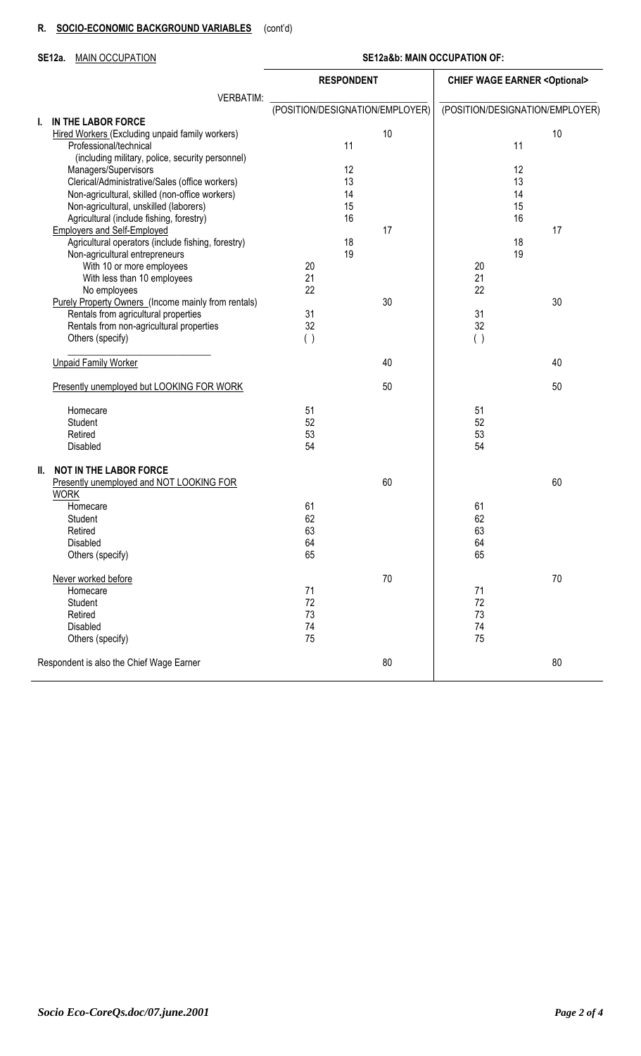**R. SOCIO-ECONOMIC BACKGROUND VARIABLES** (cont'd)

**SE12a.** MAIN OCCUPATION

| | **SE12a&b: MAIN OCCUPATION OF:** | | | | | |
|---|---|---|---|---|---|---|
| | **RESPONDENT** | | | **CHIEF WAGE EARNER <Optional>** | | |
| VERBATIM: | (POSITION/DESIGNATION/EMPLOYER) | | | (POSITION/DESIGNATION/EMPLOYER) | | |
| **I. IN THE LABOR FORCE** | | | | | | |
| Hired Workers (Excluding unpaid family workers) | | | 10 | | | 10 |
| Professional/technical (including military, police, security personnel) | | 11 | | | 11 | |
| Managers/Supervisors | | 12 | | | 12 | |
| Clerical/Administrative/Sales (office workers) | | 13 | | | 13 | |
| Non-agricultural, skilled (non-office workers) | | 14 | | | 14 | |
| Non-agricultural, unskilled (laborers) | | 15 | | | 15 | |
| Agricultural (include fishing, forestry) | | 16 | | | 16 | |
| Employers and Self-Employed | | | 17 | | | 17 |
| Agricultural operators (include fishing, forestry) | | 18 | | | 18 | |
| Non-agricultural entrepreneurs | | 19 | | | 19 | |
| With 10 or more employees | 20 | | | 20 | | |
| With less than 10 employees | 21 | | | 21 | | |
| No employees | 22 | | | 22 | | |
| Purely Property Owners (Income mainly from rentals) | | | 30 | | | 30 |
| Rentals from agricultural properties | 31 | | | 31 | | |
| Rentals from non-agricultural properties | 32 | | | 32 | | |
| Others (specify) ____________________ | ( ) | | | ( ) | | |
| Unpaid Family Worker | | | 40 | | | 40 |
| Presently unemployed but LOOKING FOR WORK | | | 50 | | | 50 |
| Homecare | 51 | | | 51 | | |
| Student | 52 | | | 52 | | |
| Retired | 53 | | | 53 | | |
| Disabled | 54 | | | 54 | | |
| **II. NOT IN THE LABOR FORCE** | | | | | | |
| Presently unemployed and NOT LOOKING FOR WORK | | | 60 | | | 60 |
| Homecare | 61 | | | 61 | | |
| Student | 62 | | | 62 | | |
| Retired | 63 | | | 63 | | |
| Disabled | 64 | | | 64 | | |
| Others (specify) | 65 | | | 65 | | |
| Never worked before | | | 70 | | | 70 |
| Homecare | 71 | | | 71 | | |
| Student | 72 | | | 72 | | |
| Retired | 73 | | | 73 | | |
| Disabled | 74 | | | 74 | | |
| Others (specify) | 75 | | | 75 | | |
| Respondent is also the Chief Wage Earner | | | 80 | | | 80 |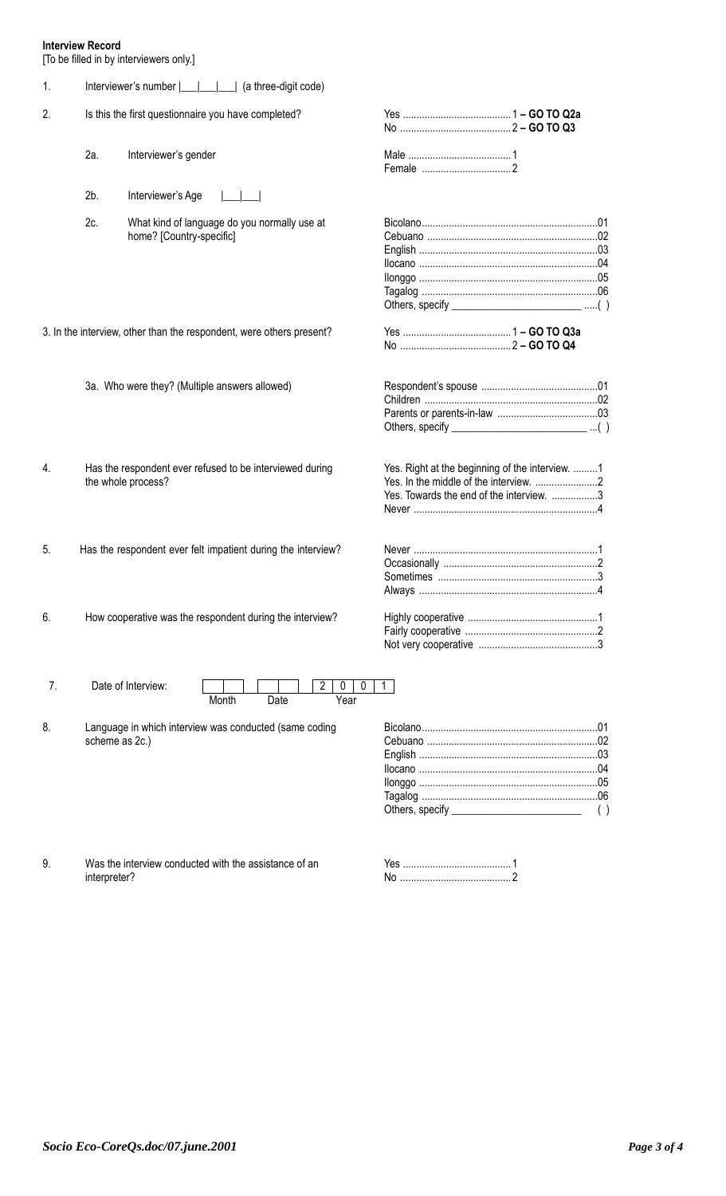**Interview Record**
[To be filled in by interviewers only.]

1. Interviewer's number |___|___|___| (a three-digit code)

2. Is this the first questionnaire you have completed?
   - Yes ........................................ 1 **– GO TO Q2a**
   - No ......................................... 2 **– GO TO Q3**

   2a. Interviewer's gender
   - Male ...................................... 1
   - Female ................................. 2

   2b. Interviewer's Age |___|___|

   2c. What kind of language do you normally use at home? [Country-specific]
   - Bicolano................................................................01
   - Cebuano ..............................................................02
   - English .................................................................03
   - Ilocano .................................................................04
   - Ilonggo .................................................................05
   - Tagalog ................................................................06
   - Others, specify ________________________ .....( )

3. In the interview, other than the respondent, were others present?
   - Yes ........................................ 1 **– GO TO Q3a**
   - No ......................................... 2 **– GO TO Q4**

   3a. Who were they? (Multiple answers allowed)
   - Respondent's spouse ..........................................01
   - Children ...............................................................02
   - Parents or parents-in-law ....................................03
   - Others, specify ________________________ ...( )

4. Has the respondent ever refused to be interviewed during the whole process?
   - Yes. Right at the beginning of the interview. .........1
   - Yes. In the middle of the interview. .......................2
   - Yes. Towards the end of the interview. .................3
   - Never ...................................................................4

5. Has the respondent ever felt impatient during the interview?
   - Never ...................................................................1
   - Occasionally ........................................................2
   - Sometimes ..........................................................3
   - Always .................................................................4

6. How cooperative was the respondent during the interview?
   - Highly cooperative ................................................1
   - Fairly cooperative ................................................2
   - Not very cooperative ...........................................3

7. Date of Interview: |__|__| |__|__| |2|0|0|1|
   Month Date Year

8. Language in which interview was conducted (same coding scheme as 2c.)
   - Bicolano................................................................01
   - Cebuano ..............................................................02
   - English .................................................................03
   - Ilocano .................................................................04
   - Ilonggo .................................................................05
   - Tagalog ................................................................06
   - Others, specify ________________________ ( )

9. Was the interview conducted with the assistance of an interpreter?
   - Yes ........................................ 1
   - No ......................................... 2

*Socio Eco-CoreQs.doc/07.june.2001*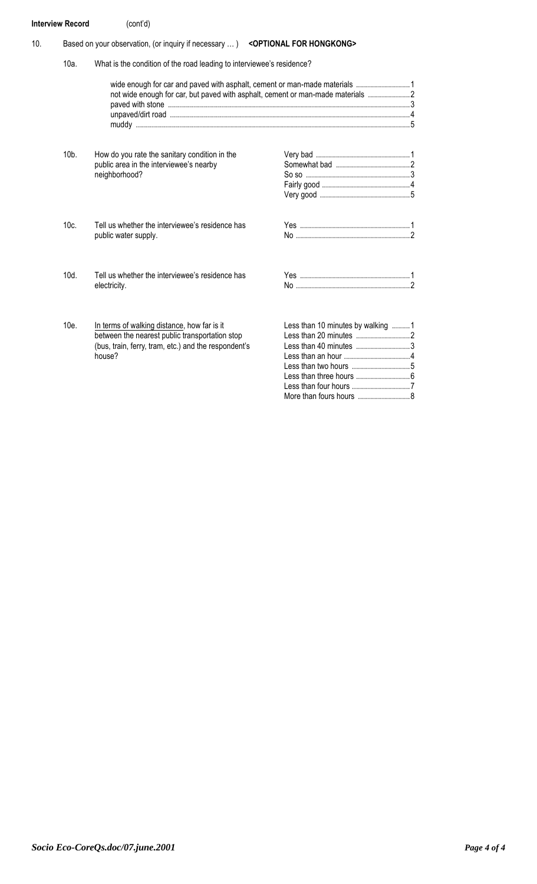**Interview Record** (cont'd)

10. Based on your observation, (or inquiry if necessary … ) **<OPTIONAL FOR HONGKONG>**

10a. What is the condition of the road leading to interviewee's residence?

- wide enough for car and paved with asphalt, cement or man-made materials .......................... 1
- not wide enough for car, but paved with asphalt, cement or man-made materials .................... 2
- paved with stone .......................................................................................................... 3
- unpaved/dirt road ......................................................................................................... 4
- muddy .......................................................................................................................... 5

10b. How do you rate the sanitary condition in the public area in the interviewee's nearby neighborhood?

- Very bad .............................................. 1
- Somewhat bad ..................................... 2
- So so .................................................... 3
- Fairly good ............................................ 4
- Very good ............................................. 5

10c. Tell us whether the interviewee's residence has public water supply.

- Yes ....................................................... 1
- No ........................................................ 2

10d. Tell us whether the interviewee's residence has electricity.

- Yes ....................................................... 1
- No ........................................................ 2

10e. In terms of walking distance, how far is it between the nearest public transportation stop (bus, train, ferry, tram, etc.) and the respondent's house?

- Less than 10 minutes by walking ......... 1
- Less than 20 minutes .......................... 2
- Less than 40 minutes .......................... 3
- Less than an hour ................................ 4
- Less than two hours ............................ 5
- Less than three hours .......................... 6
- Less than four hours ............................ 7
- More than fours hours ......................... 8

*Socio Eco-CoreQs.doc/07.june.2001*